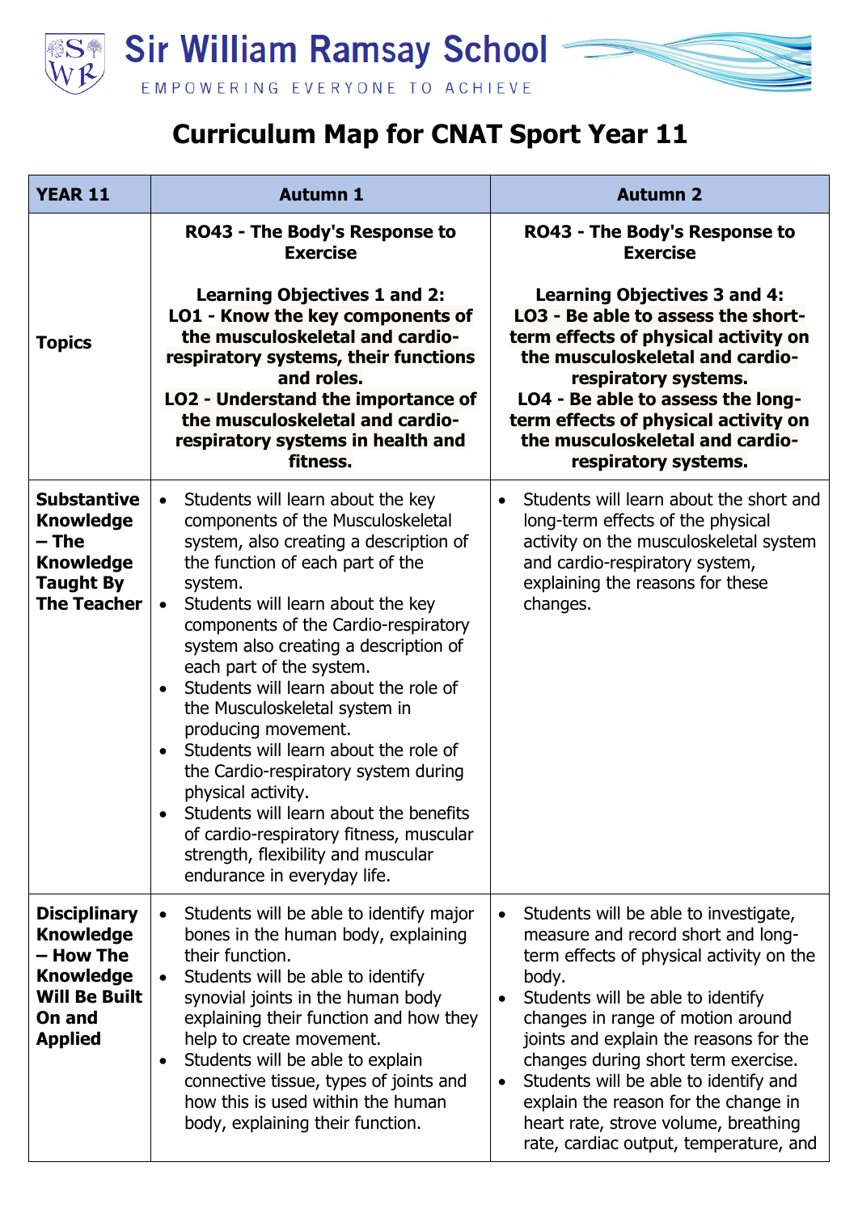# Sir William Ramsay School

EMPOWERING EVERYONE TO ACHIEVE

## Curriculum Map for CNAT Sport Year 11

| YEAR 11 | Autumn 1 | Autumn 2 |
|---|---|---|
| **Topics** | **RO43 - The Body's Response to Exercise**<br><br>**Learning Objectives 1 and 2:**<br>**LO1 - Know the key components of the musculoskeletal and cardio-respiratory systems, their functions and roles.**<br>**LO2 - Understand the importance of the musculoskeletal and cardio-respiratory systems in health and fitness.** | **RO43 - The Body's Response to Exercise**<br><br>**Learning Objectives 3 and 4:**<br>**LO3 - Be able to assess the short-term effects of physical activity on the musculoskeletal and cardio-respiratory systems.**<br>**LO4 - Be able to assess the long-term effects of physical activity on the musculoskeletal and cardio-respiratory systems.** |
| **Substantive Knowledge – The Knowledge Taught By The Teacher** | • Students will learn about the key components of the Musculoskeletal system, also creating a description of the function of each part of the system.<br>• Students will learn about the key components of the Cardio-respiratory system also creating a description of each part of the system.<br>• Students will learn about the role of the Musculoskeletal system in producing movement.<br>• Students will learn about the role of the Cardio-respiratory system during physical activity.<br>• Students will learn about the benefits of cardio-respiratory fitness, muscular strength, flexibility and muscular endurance in everyday life. | • Students will learn about the short and long-term effects of the physical activity on the musculoskeletal system and cardio-respiratory system, explaining the reasons for these changes. |
| **Disciplinary Knowledge – How The Knowledge Will Be Built On and Applied** | • Students will be able to identify major bones in the human body, explaining their function.<br>• Students will be able to identify synovial joints in the human body explaining their function and how they help to create movement.<br>• Students will be able to explain connective tissue, types of joints and how this is used within the human body, explaining their function. | • Students will be able to investigate, measure and record short and long-term effects of physical activity on the body.<br>• Students will be able to identify changes in range of motion around joints and explain the reasons for the changes during short term exercise.<br>• Students will be able to identify and explain the reason for the change in heart rate, strove volume, breathing rate, cardiac output, temperature, and |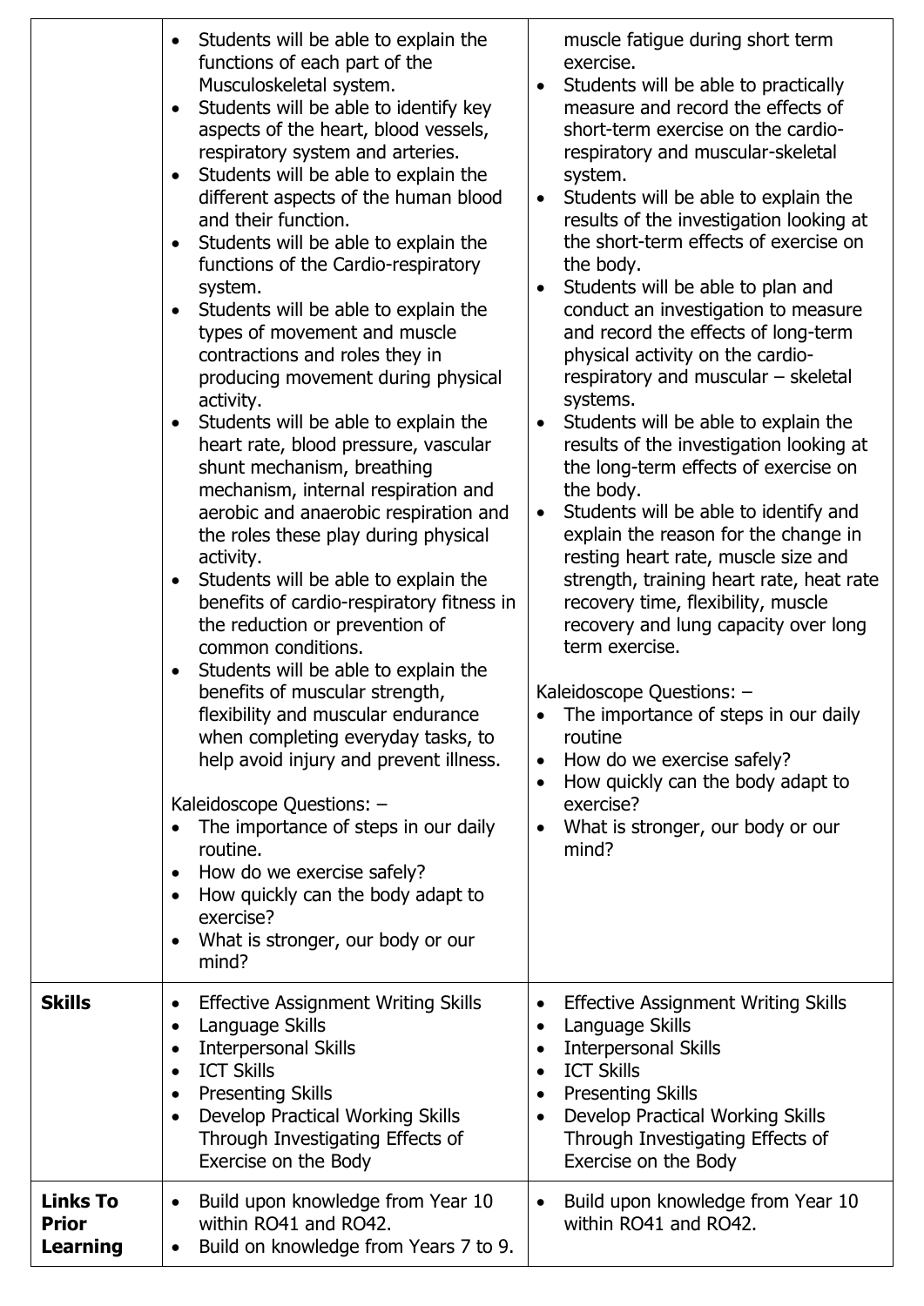| | | |
|---|---|---|
| | • Students will be able to explain the functions of each part of the Musculoskeletal system.<br>• Students will be able to identify key aspects of the heart, blood vessels, respiratory system and arteries.<br>• Students will be able to explain the different aspects of the human blood and their function.<br>• Students will be able to explain the functions of the Cardio-respiratory system.<br>• Students will be able to explain the types of movement and muscle contractions and roles they in producing movement during physical activity.<br>• Students will be able to explain the heart rate, blood pressure, vascular shunt mechanism, breathing mechanism, internal respiration and aerobic and anaerobic respiration and the roles these play during physical activity.<br>• Students will be able to explain the benefits of cardio-respiratory fitness in the reduction or prevention of common conditions.<br>• Students will be able to explain the benefits of muscular strength, flexibility and muscular endurance when completing everyday tasks, to help avoid injury and prevent illness.<br><br>Kaleidoscope Questions: –<br>• The importance of steps in our daily routine.<br>• How do we exercise safely?<br>• How quickly can the body adapt to exercise?<br>• What is stronger, our body or our mind? | muscle fatigue during short term exercise.<br>• Students will be able to practically measure and record the effects of short-term exercise on the cardio-respiratory and muscular-skeletal system.<br>• Students will be able to explain the results of the investigation looking at the short-term effects of exercise on the body.<br>• Students will be able to plan and conduct an investigation to measure and record the effects of long-term physical activity on the cardio-respiratory and muscular – skeletal systems.<br>• Students will be able to explain the results of the investigation looking at the long-term effects of exercise on the body.<br>• Students will be able to identify and explain the reason for the change in resting heart rate, muscle size and strength, training heart rate, heat rate recovery time, flexibility, muscle recovery and lung capacity over long term exercise.<br><br>Kaleidoscope Questions: –<br>• The importance of steps in our daily routine<br>• How do we exercise safely?<br>• How quickly can the body adapt to exercise?<br>• What is stronger, our body or our mind? |
| **Skills** | • Effective Assignment Writing Skills<br>• Language Skills<br>• Interpersonal Skills<br>• ICT Skills<br>• Presenting Skills<br>• Develop Practical Working Skills Through Investigating Effects of Exercise on the Body | • Effective Assignment Writing Skills<br>• Language Skills<br>• Interpersonal Skills<br>• ICT Skills<br>• Presenting Skills<br>• Develop Practical Working Skills Through Investigating Effects of Exercise on the Body |
| **Links To Prior Learning** | • Build upon knowledge from Year 10 within RO41 and RO42.<br>• Build on knowledge from Years 7 to 9. | • Build upon knowledge from Year 10 within RO41 and RO42. |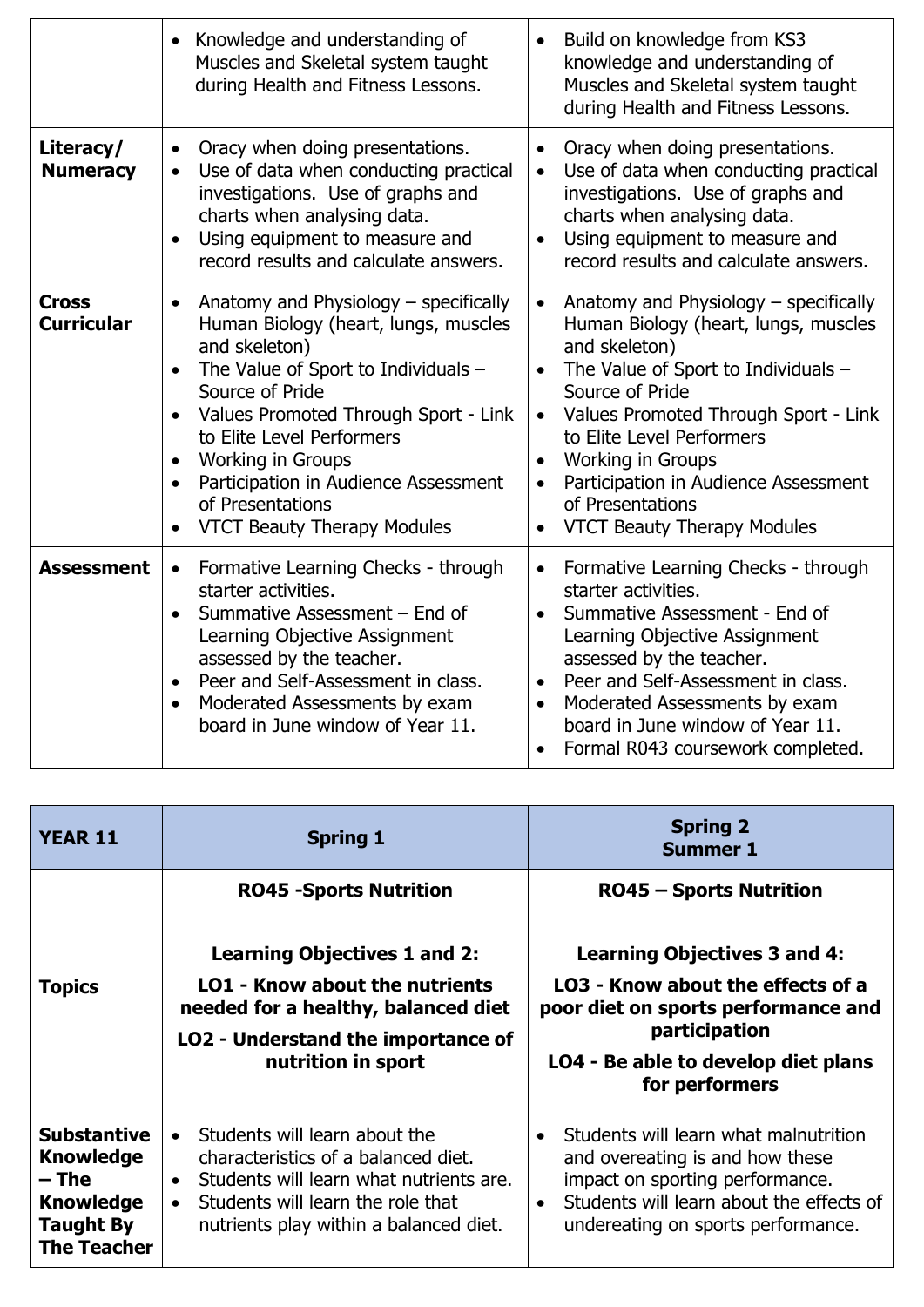| | | |
|---|---|---|
| | • Knowledge and understanding of Muscles and Skeletal system taught during Health and Fitness Lessons. | • Build on knowledge from KS3 knowledge and understanding of Muscles and Skeletal system taught during Health and Fitness Lessons. |
| **Literacy/ Numeracy** | • Oracy when doing presentations.<br>• Use of data when conducting practical investigations. Use of graphs and charts when analysing data.<br>• Using equipment to measure and record results and calculate answers. | • Oracy when doing presentations.<br>• Use of data when conducting practical investigations. Use of graphs and charts when analysing data.<br>• Using equipment to measure and record results and calculate answers. |
| **Cross Curricular** | • Anatomy and Physiology – specifically Human Biology (heart, lungs, muscles and skeleton)<br>• The Value of Sport to Individuals – Source of Pride<br>• Values Promoted Through Sport - Link to Elite Level Performers<br>• Working in Groups<br>• Participation in Audience Assessment of Presentations<br>• VTCT Beauty Therapy Modules | • Anatomy and Physiology – specifically Human Biology (heart, lungs, muscles and skeleton)<br>• The Value of Sport to Individuals – Source of Pride<br>• Values Promoted Through Sport - Link to Elite Level Performers<br>• Working in Groups<br>• Participation in Audience Assessment of Presentations<br>• VTCT Beauty Therapy Modules |
| **Assessment** | • Formative Learning Checks - through starter activities.<br>• Summative Assessment – End of Learning Objective Assignment assessed by the teacher.<br>• Peer and Self-Assessment in class.<br>• Moderated Assessments by exam board in June window of Year 11. | • Formative Learning Checks - through starter activities.<br>• Summative Assessment - End of Learning Objective Assignment assessed by the teacher.<br>• Peer and Self-Assessment in class.<br>• Moderated Assessments by exam board in June window of Year 11.<br>• Formal R043 coursework completed. |

| **YEAR 11** | **Spring 1** | **Spring 2<br>Summer 1** |
|---|---|---|
| **Topics** | **RO45 -Sports Nutrition**<br><br>**Learning Objectives 1 and 2:**<br>**LO1 - Know about the nutrients needed for a healthy, balanced diet**<br>**LO2 - Understand the importance of nutrition in sport** | **RO45 – Sports Nutrition**<br><br>**Learning Objectives 3 and 4:**<br>**LO3 - Know about the effects of a poor diet on sports performance and participation**<br>**LO4 - Be able to develop diet plans for performers** |
| **Substantive Knowledge – The Knowledge Taught By The Teacher** | • Students will learn about the characteristics of a balanced diet.<br>• Students will learn what nutrients are.<br>• Students will learn the role that nutrients play within a balanced diet. | • Students will learn what malnutrition and overeating is and how these impact on sporting performance.<br>• Students will learn about the effects of undereating on sports performance. |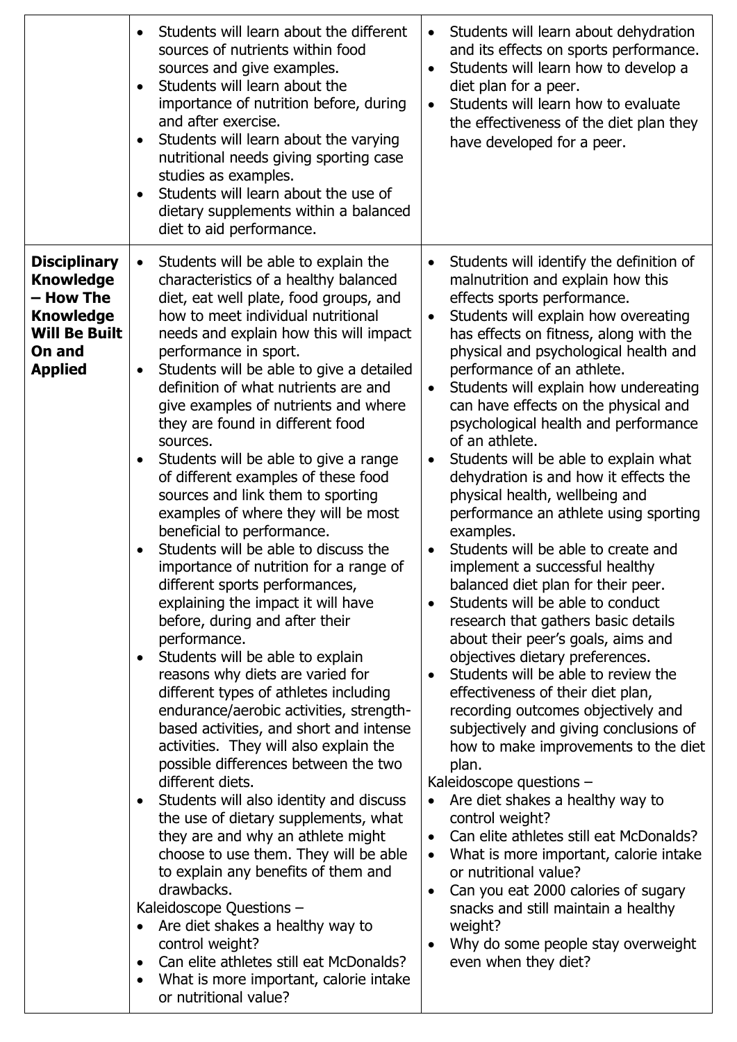| | | |
|---|---|---|
| | • Students will learn about the different sources of nutrients within food sources and give examples.<br>• Students will learn about the importance of nutrition before, during and after exercise.<br>• Students will learn about the varying nutritional needs giving sporting case studies as examples.<br>• Students will learn about the use of dietary supplements within a balanced diet to aid performance. | • Students will learn about dehydration and its effects on sports performance.<br>• Students will learn how to develop a diet plan for a peer.<br>• Students will learn how to evaluate the effectiveness of the diet plan they have developed for a peer. |
| **Disciplinary Knowledge – How The Knowledge Will Be Built On and Applied** | • Students will be able to explain the characteristics of a healthy balanced diet, eat well plate, food groups, and how to meet individual nutritional needs and explain how this will impact performance in sport.<br>• Students will be able to give a detailed definition of what nutrients are and give examples of nutrients and where they are found in different food sources.<br>• Students will be able to give a range of different examples of these food sources and link them to sporting examples of where they will be most beneficial to performance.<br>• Students will be able to discuss the importance of nutrition for a range of different sports performances, explaining the impact it will have before, during and after their performance.<br>• Students will be able to explain reasons why diets are varied for different types of athletes including endurance/aerobic activities, strength-based activities, and short and intense activities. They will also explain the possible differences between the two different diets.<br>• Students will also identity and discuss the use of dietary supplements, what they are and why an athlete might choose to use them. They will be able to explain any benefits of them and drawbacks.<br>Kaleidoscope Questions –<br>• Are diet shakes a healthy way to control weight?<br>• Can elite athletes still eat McDonalds?<br>• What is more important, calorie intake or nutritional value? | • Students will identify the definition of malnutrition and explain how this effects sports performance.<br>• Students will explain how overeating has effects on fitness, along with the physical and psychological health and performance of an athlete.<br>• Students will explain how undereating can have effects on the physical and psychological health and performance of an athlete.<br>• Students will be able to explain what dehydration is and how it effects the physical health, wellbeing and performance an athlete using sporting examples.<br>• Students will be able to create and implement a successful healthy balanced diet plan for their peer.<br>• Students will be able to conduct research that gathers basic details about their peer's goals, aims and objectives dietary preferences.<br>• Students will be able to review the effectiveness of their diet plan, recording outcomes objectively and subjectively and giving conclusions of how to make improvements to the diet plan.<br>Kaleidoscope questions –<br>• Are diet shakes a healthy way to control weight?<br>• Can elite athletes still eat McDonalds?<br>• What is more important, calorie intake or nutritional value?<br>• Can you eat 2000 calories of sugary snacks and still maintain a healthy weight?<br>• Why do some people stay overweight even when they diet? |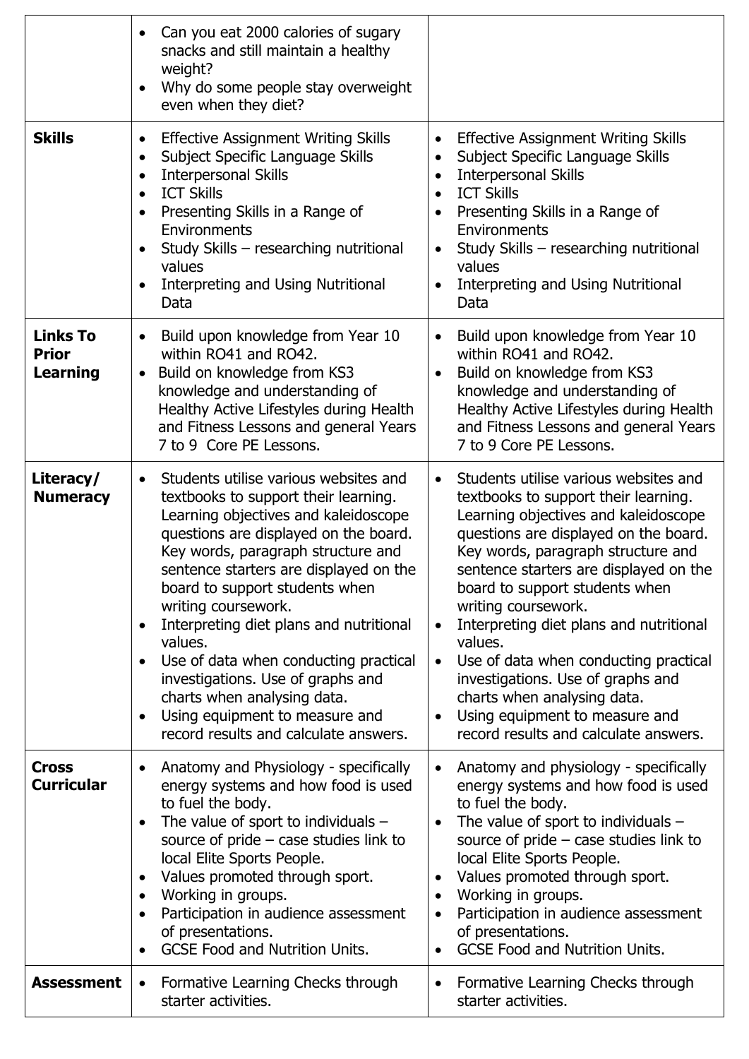| | | |
|---|---|---|
| | • Can you eat 2000 calories of sugary snacks and still maintain a healthy weight?<br>• Why do some people stay overweight even when they diet? | |
| **Skills** | • Effective Assignment Writing Skills<br>• Subject Specific Language Skills<br>• Interpersonal Skills<br>• ICT Skills<br>• Presenting Skills in a Range of Environments<br>• Study Skills – researching nutritional values<br>• Interpreting and Using Nutritional Data | • Effective Assignment Writing Skills<br>• Subject Specific Language Skills<br>• Interpersonal Skills<br>• ICT Skills<br>• Presenting Skills in a Range of Environments<br>• Study Skills – researching nutritional values<br>• Interpreting and Using Nutritional Data |
| **Links To Prior Learning** | • Build upon knowledge from Year 10 within RO41 and RO42.<br>• Build on knowledge from KS3 knowledge and understanding of Healthy Active Lifestyles during Health and Fitness Lessons and general Years 7 to 9 Core PE Lessons. | • Build upon knowledge from Year 10 within RO41 and RO42.<br>• Build on knowledge from KS3 knowledge and understanding of Healthy Active Lifestyles during Health and Fitness Lessons and general Years 7 to 9 Core PE Lessons. |
| **Literacy/ Numeracy** | • Students utilise various websites and textbooks to support their learning. Learning objectives and kaleidoscope questions are displayed on the board. Key words, paragraph structure and sentence starters are displayed on the board to support students when writing coursework.<br>• Interpreting diet plans and nutritional values.<br>• Use of data when conducting practical investigations. Use of graphs and charts when analysing data.<br>• Using equipment to measure and record results and calculate answers. | • Students utilise various websites and textbooks to support their learning. Learning objectives and kaleidoscope questions are displayed on the board. Key words, paragraph structure and sentence starters are displayed on the board to support students when writing coursework.<br>• Interpreting diet plans and nutritional values.<br>• Use of data when conducting practical investigations. Use of graphs and charts when analysing data.<br>• Using equipment to measure and record results and calculate answers. |
| **Cross Curricular** | • Anatomy and Physiology - specifically energy systems and how food is used to fuel the body.<br>• The value of sport to individuals – source of pride – case studies link to local Elite Sports People.<br>• Values promoted through sport.<br>• Working in groups.<br>• Participation in audience assessment of presentations.<br>• GCSE Food and Nutrition Units. | • Anatomy and physiology - specifically energy systems and how food is used to fuel the body.<br>• The value of sport to individuals – source of pride – case studies link to local Elite Sports People.<br>• Values promoted through sport.<br>• Working in groups.<br>• Participation in audience assessment of presentations.<br>• GCSE Food and Nutrition Units. |
| **Assessment** | • Formative Learning Checks through starter activities. | • Formative Learning Checks through starter activities. |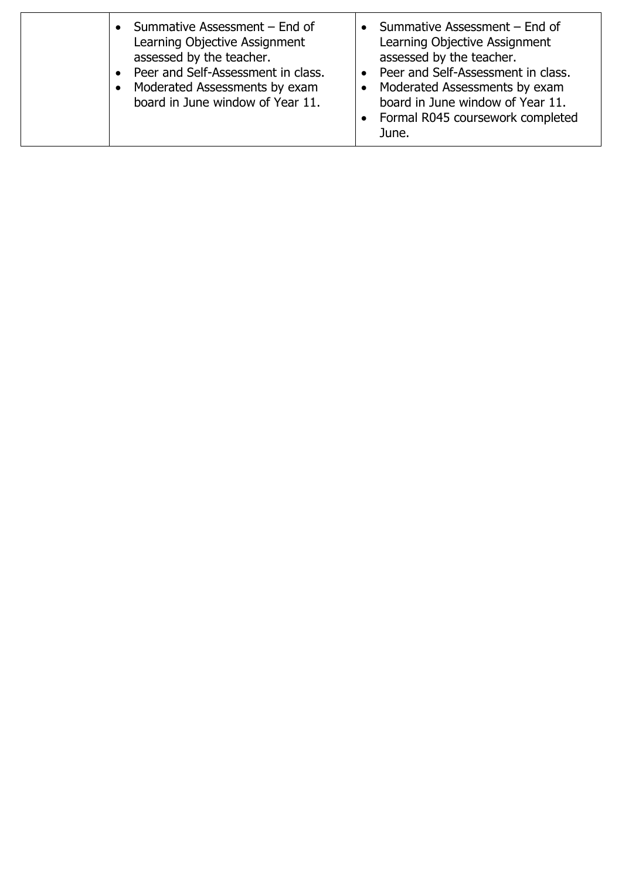| | | |
|---|---|---|
| | • Summative Assessment – End of Learning Objective Assignment assessed by the teacher.<br>• Peer and Self-Assessment in class.<br>• Moderated Assessments by exam board in June window of Year 11. | • Summative Assessment – End of Learning Objective Assignment assessed by the teacher.<br>• Peer and Self-Assessment in class.<br>• Moderated Assessments by exam board in June window of Year 11.<br>• Formal R045 coursework completed June. |